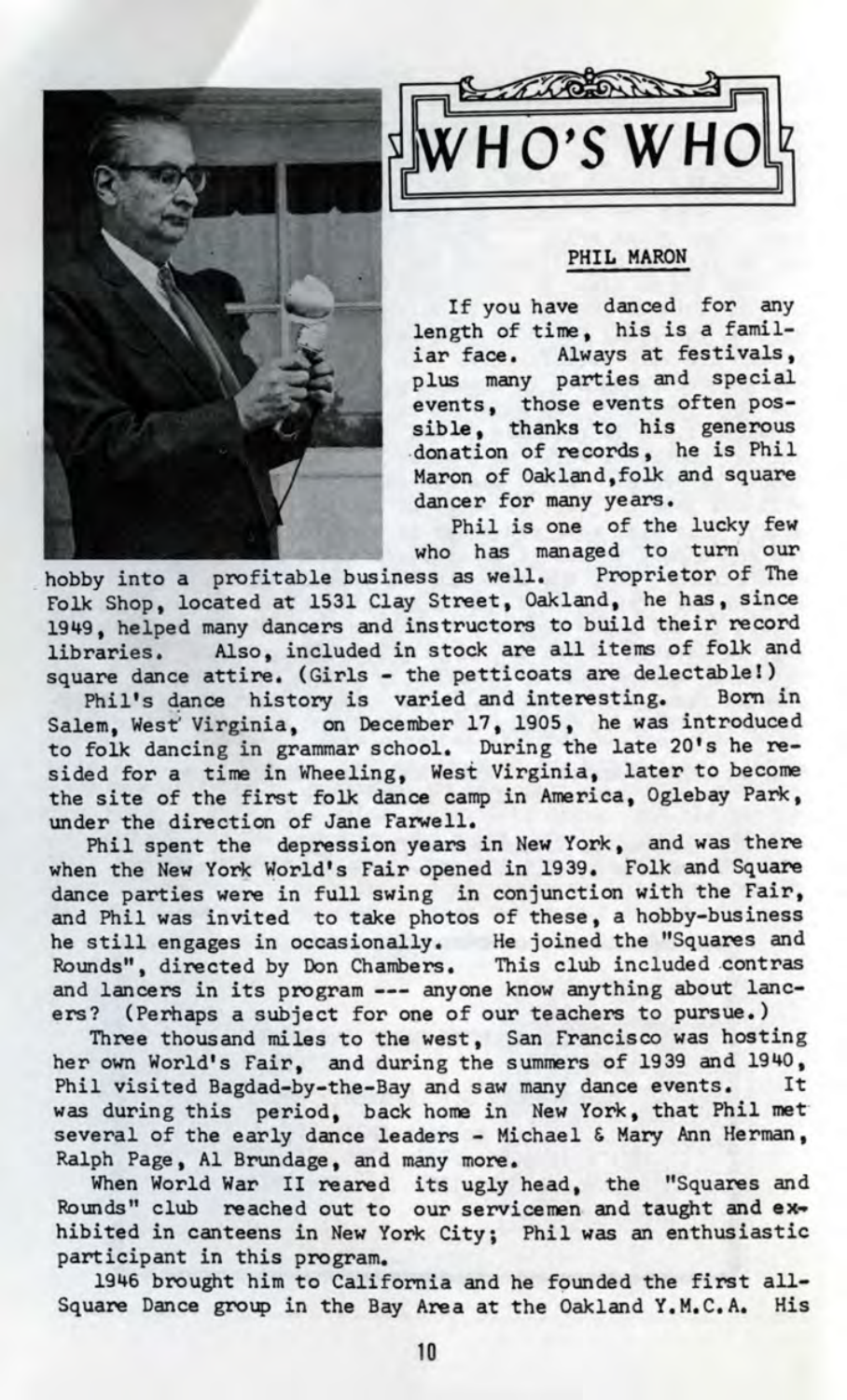# WHO'S WHO

## PHIL MARON

If you have danced for any length of time, his is a familiar face. Always at festivals, plus many parties and special events, those events often possible, thanks to his generous donation of records, he is Phil Maron of Oakland, folk and square dancer for many years.

Phil is one of the lucky few who has managed to turn our hobby into a profitable business as well. Proprietor of The Folk Shop, located at 1531 Clay Street, Oakland, he has, since 1949, helped many dancers and instructors to build their record libraries. Also, included in stock are all items of folk and square dance attire. (Girls - the petticoats are delectable!)

Phil's dance history is varied and interesting. Born in Salem, West Virginia, on December 17, 1905, he was introduced to folk dancing in grammar school. During the late 20's he resided for a time in Wheeling, West Virginia, later to become the site of the first folk dance camp in America, Oglebay Park, under the direction of Jane Farwell.

Phil spent the depression years in New York, and was there when the New York World's Fair opened in 1939. Folk and Square dance parties were in full swing in conjunction with the Fair, and Phil was invited to take photos of these, a hobby-business he still engages in occasionally. He joined the "Squares and Rounds", directed by Don Chambers. This club included contras and lancers in its program --- anyone know anything about lancers? (Perhaps a subject for one of our teachers to pursue.)

Three thousand miles to the west, San Francisco was hosting her own World's Fair, and during the summers of 1939 and 1940, Phil visited Bagdad-by-the-Bay and saw many dance events. It was during this period, back home in New York, that Phil met several of the early dance leaders - Michael & Mary Ann Herman, Ralph Page, Al Brundage, and many more.

When World War II reared its ugly head, the "Squares and Rounds" club reached out to our servicemen and taught and exhibited in canteens in New York City; Phil was an enthusiastic participant in this program.

1946 brought him to California and he founded the first all-Square Dance group in the Bay Area at the Oakland Y.M.C.A. His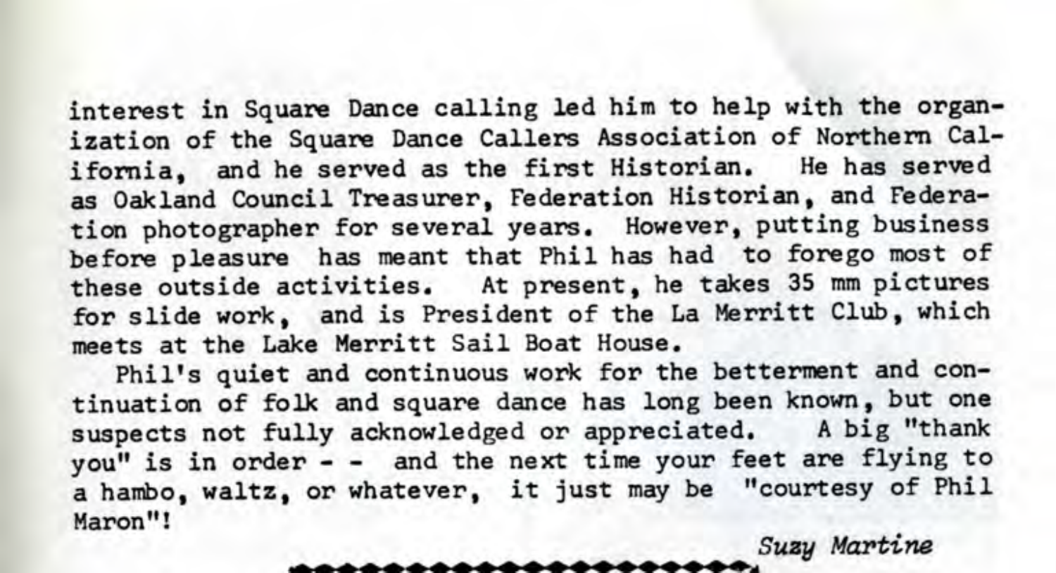interest in Square Dance calling led him to help with the organization of the Square Dance Callers Association of Northern California, and he served as the first Historian. He has served as Oakland Council Treasurer, Federation Historian, and Federation photographer for several years. However, putting business before pleasure has meant that Phil has had to forego most of these outside activities. At present, he takes 35 mm pictures for slide work, and is President of the La Merritt Club, which meets at the Lake Merritt Sail Boat House.

Phil's quiet and continuous work for the betterment and continuation of folk and square dance has long been known, but one suspects not fully acknowledged or appreciated. A big "thank you" is in order - - and the next time your feet are flying to a hambo, waltz, or whatever, it just may be "courtesy of Phil Maron"!

*Suzy Martine*